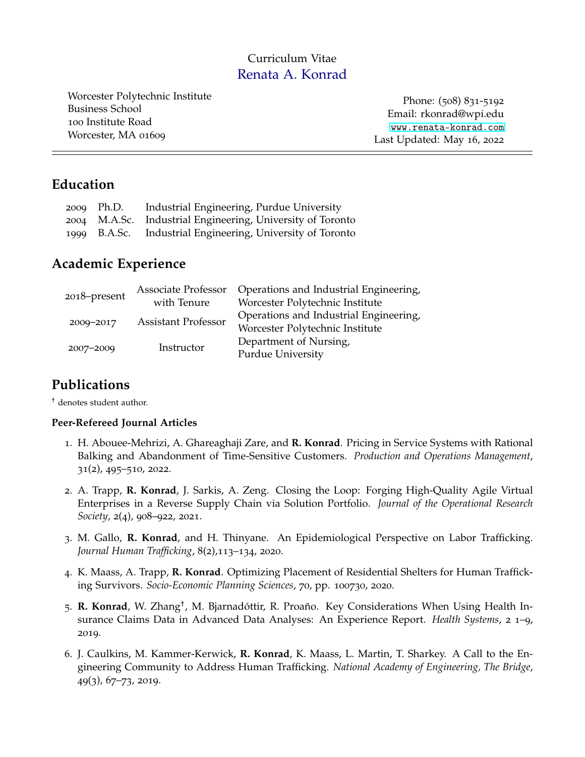Curriculum Vitae

# Renata A. Konrad

Worcester Polytechnic Institute
Business School
100 Institute Road
Worcester, MA 01609

Phone: (508) 831-5192
Email: rkonrad@wpi.edu
www.renata-konrad.com
Last Updated: May 16, 2022

## Education

| | | |
|---|---|---|
| 2009 | Ph.D. | Industrial Engineering, Purdue University |
| 2004 | M.A.Sc. | Industrial Engineering, University of Toronto |
| 1999 | B.A.Sc. | Industrial Engineering, University of Toronto |

## Academic Experience

| | | |
|---|---|---|
| 2018–present | Associate Professor with Tenure | Operations and Industrial Engineering, Worcester Polytechnic Institute |
| 2009–2017 | Assistant Professor | Operations and Industrial Engineering, Worcester Polytechnic Institute |
| 2007–2009 | Instructor | Department of Nursing, Purdue University |

## Publications

† denotes student author.

### Peer-Refereed Journal Articles

1. H. Abouee-Mehrizi, A. Ghareaghaji Zare, and **R. Konrad**. Pricing in Service Systems with Rational Balking and Abandonment of Time-Sensitive Customers. *Production and Operations Management*, 31(2), 495–510, 2022.

2. A. Trapp, **R. Konrad**, J. Sarkis, A. Zeng. Closing the Loop: Forging High-Quality Agile Virtual Enterprises in a Reverse Supply Chain via Solution Portfolio. *Journal of the Operational Research Society*, 2(4), 908–922, 2021.

3. M. Gallo, **R. Konrad**, and H. Thinyane. An Epidemiological Perspective on Labor Trafficking. *Journal Human Trafficking*, 8(2),113–134, 2020.

4. K. Maass, A. Trapp, **R. Konrad**. Optimizing Placement of Residential Shelters for Human Trafficking Survivors. *Socio-Economic Planning Sciences*, 70, pp. 100730, 2020.

5. **R. Konrad**, W. Zhang†, M. Bjarnadóttir, R. Proaño. Key Considerations When Using Health Insurance Claims Data in Advanced Data Analyses: An Experience Report. *Health Systems*, 2 1–9, 2019.

6. J. Caulkins, M. Kammer-Kerwick, **R. Konrad**, K. Maass, L. Martin, T. Sharkey. A Call to the Engineering Community to Address Human Trafficking. *National Academy of Engineering, The Bridge*, 49(3), 67–73, 2019.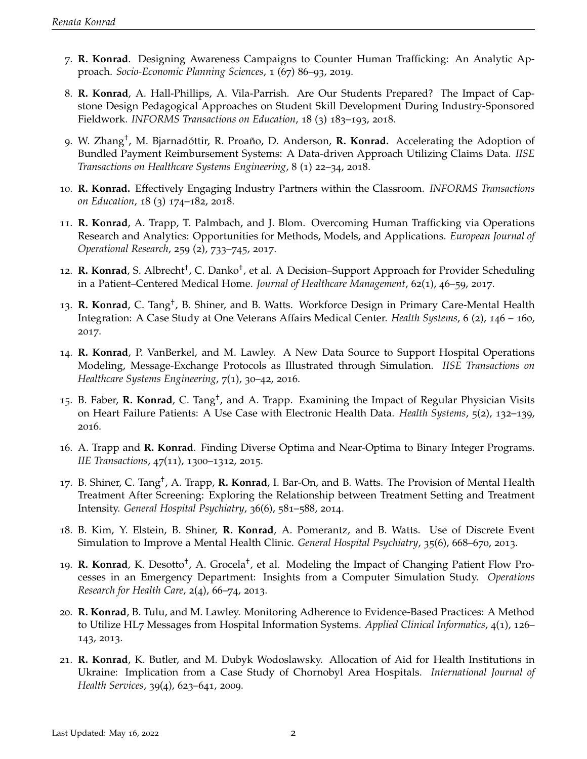7. **R. Konrad**. Designing Awareness Campaigns to Counter Human Trafficking: An Analytic Approach. *Socio-Economic Planning Sciences*, 1 (67) 86–93, 2019.

8. **R. Konrad**, A. Hall-Phillips, A. Vila-Parrish. Are Our Students Prepared? The Impact of Capstone Design Pedagogical Approaches on Student Skill Development During Industry-Sponsored Fieldwork. *INFORMS Transactions on Education*, 18 (3) 183–193, 2018.

9. W. Zhang†, M. Bjarnadóttir, R. Proaño, D. Anderson, **R. Konrad.** Accelerating the Adoption of Bundled Payment Reimbursement Systems: A Data-driven Approach Utilizing Claims Data. *IISE Transactions on Healthcare Systems Engineering*, 8 (1) 22–34, 2018.

10. **R. Konrad.** Effectively Engaging Industry Partners within the Classroom. *INFORMS Transactions on Education*, 18 (3) 174–182, 2018.

11. **R. Konrad**, A. Trapp, T. Palmbach, and J. Blom. Overcoming Human Trafficking via Operations Research and Analytics: Opportunities for Methods, Models, and Applications. *European Journal of Operational Research*, 259 (2), 733–745, 2017.

12. **R. Konrad**, S. Albrecht†, C. Danko†, et al. A Decision–Support Approach for Provider Scheduling in a Patient–Centered Medical Home. *Journal of Healthcare Management*, 62(1), 46–59, 2017.

13. **R. Konrad**, C. Tang†, B. Shiner, and B. Watts. Workforce Design in Primary Care-Mental Health Integration: A Case Study at One Veterans Affairs Medical Center. *Health Systems*, 6 (2), 146 – 160, 2017.

14. **R. Konrad**, P. VanBerkel, and M. Lawley. A New Data Source to Support Hospital Operations Modeling, Message-Exchange Protocols as Illustrated through Simulation. *IISE Transactions on Healthcare Systems Engineering*, 7(1), 30–42, 2016.

15. B. Faber, **R. Konrad**, C. Tang†, and A. Trapp. Examining the Impact of Regular Physician Visits on Heart Failure Patients: A Use Case with Electronic Health Data. *Health Systems*, 5(2), 132–139, 2016.

16. A. Trapp and **R. Konrad**. Finding Diverse Optima and Near-Optima to Binary Integer Programs. *IIE Transactions*, 47(11), 1300–1312, 2015.

17. B. Shiner, C. Tang†, A. Trapp, **R. Konrad**, I. Bar-On, and B. Watts. The Provision of Mental Health Treatment After Screening: Exploring the Relationship between Treatment Setting and Treatment Intensity. *General Hospital Psychiatry*, 36(6), 581–588, 2014.

18. B. Kim, Y. Elstein, B. Shiner, **R. Konrad**, A. Pomerantz, and B. Watts. Use of Discrete Event Simulation to Improve a Mental Health Clinic. *General Hospital Psychiatry*, 35(6), 668–670, 2013.

19. **R. Konrad**, K. Desotto†, A. Grocela†, et al. Modeling the Impact of Changing Patient Flow Processes in an Emergency Department: Insights from a Computer Simulation Study. *Operations Research for Health Care*, 2(4), 66–74, 2013.

20. **R. Konrad**, B. Tulu, and M. Lawley. Monitoring Adherence to Evidence-Based Practices: A Method to Utilize HL7 Messages from Hospital Information Systems. *Applied Clinical Informatics*, 4(1), 126–143, 2013.

21. **R. Konrad**, K. Butler, and M. Dubyk Wodoslawsky. Allocation of Aid for Health Institutions in Ukraine: Implication from a Case Study of Chornobyl Area Hospitals. *International Journal of Health Services*, 39(4), 623–641, 2009.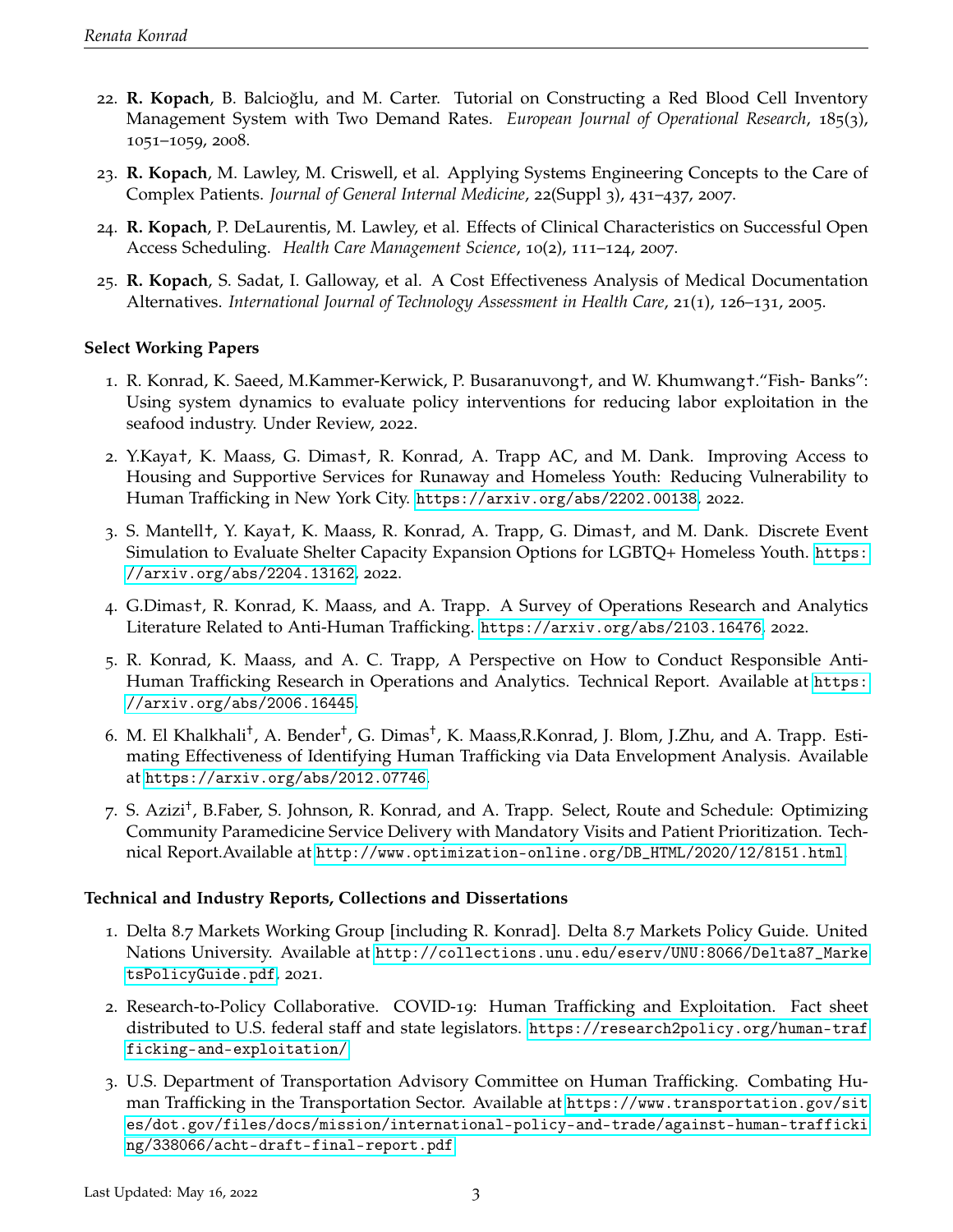22. **R. Kopach**, B. Balcioğlu, and M. Carter. Tutorial on Constructing a Red Blood Cell Inventory Management System with Two Demand Rates. *European Journal of Operational Research*, 185(3), 1051–1059, 2008.

23. **R. Kopach**, M. Lawley, M. Criswell, et al. Applying Systems Engineering Concepts to the Care of Complex Patients. *Journal of General Internal Medicine*, 22(Suppl 3), 431–437, 2007.

24. **R. Kopach**, P. DeLaurentis, M. Lawley, et al. Effects of Clinical Characteristics on Successful Open Access Scheduling. *Health Care Management Science*, 10(2), 111–124, 2007.

25. **R. Kopach**, S. Sadat, I. Galloway, et al. A Cost Effectiveness Analysis of Medical Documentation Alternatives. *International Journal of Technology Assessment in Health Care*, 21(1), 126–131, 2005.

### Select Working Papers

1. R. Konrad, K. Saeed, M.Kammer-Kerwick, P. Busaranuvong†, and W. Khumwang†."Fish- Banks": Using system dynamics to evaluate policy interventions for reducing labor exploitation in the seafood industry. Under Review, 2022.

2. Y.Kaya†, K. Maass, G. Dimas†, R. Konrad, A. Trapp AC, and M. Dank. Improving Access to Housing and Supportive Services for Runaway and Homeless Youth: Reducing Vulnerability to Human Trafficking in New York City. https://arxiv.org/abs/2202.00138. 2022.

3. S. Mantell†, Y. Kaya†, K. Maass, R. Konrad, A. Trapp, G. Dimas†, and M. Dank. Discrete Event Simulation to Evaluate Shelter Capacity Expansion Options for LGBTQ+ Homeless Youth. https://arxiv.org/abs/2204.13162. 2022.

4. G.Dimas†, R. Konrad, K. Maass, and A. Trapp. A Survey of Operations Research and Analytics Literature Related to Anti-Human Trafficking. https://arxiv.org/abs/2103.16476. 2022.

5. R. Konrad, K. Maass, and A. C. Trapp, A Perspective on How to Conduct Responsible Anti-Human Trafficking Research in Operations and Analytics. Technical Report. Available at https://arxiv.org/abs/2006.16445.

6. M. El Khalkhali†, A. Bender†, G. Dimas†, K. Maass,R.Konrad, J. Blom, J.Zhu, and A. Trapp. Estimating Effectiveness of Identifying Human Trafficking via Data Envelopment Analysis. Available at https://arxiv.org/abs/2012.07746.

7. S. Azizi†, B.Faber, S. Johnson, R. Konrad, and A. Trapp. Select, Route and Schedule: Optimizing Community Paramedicine Service Delivery with Mandatory Visits and Patient Prioritization. Technical Report.Available at http://www.optimization-online.org/DB_HTML/2020/12/8151.html.

### Technical and Industry Reports, Collections and Dissertations

1. Delta 8.7 Markets Working Group [including R. Konrad]. Delta 8.7 Markets Policy Guide. United Nations University. Available at http://collections.unu.edu/eserv/UNU:8066/Delta87_MarketsPolicyGuide.pdf. 2021.

2. Research-to-Policy Collaborative. COVID-19: Human Trafficking and Exploitation. Fact sheet distributed to U.S. federal staff and state legislators. https://research2policy.org/human-trafficking-and-exploitation/

3. U.S. Department of Transportation Advisory Committee on Human Trafficking. Combating Human Trafficking in the Transportation Sector. Available at https://www.transportation.gov/sites/dot.gov/files/docs/mission/international-policy-and-trade/against-human-trafficking/338066/acht-draft-final-report.pdf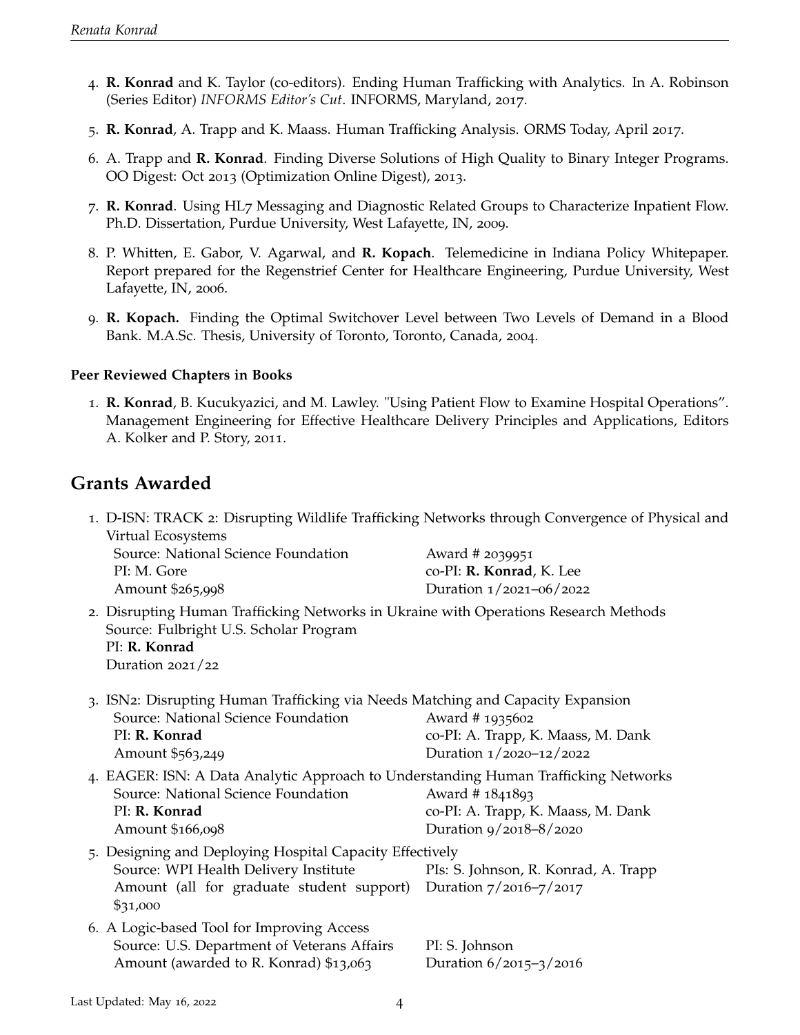4. **R. Konrad** and K. Taylor (co-editors). Ending Human Trafficking with Analytics. In A. Robinson (Series Editor) *INFORMS Editor's Cut*. INFORMS, Maryland, 2017.

5. **R. Konrad**, A. Trapp and K. Maass. Human Trafficking Analysis. ORMS Today, April 2017.

6. A. Trapp and **R. Konrad**. Finding Diverse Solutions of High Quality to Binary Integer Programs. OO Digest: Oct 2013 (Optimization Online Digest), 2013.

7. **R. Konrad**. Using HL7 Messaging and Diagnostic Related Groups to Characterize Inpatient Flow. Ph.D. Dissertation, Purdue University, West Lafayette, IN, 2009.

8. P. Whitten, E. Gabor, V. Agarwal, and **R. Kopach**. Telemedicine in Indiana Policy Whitepaper. Report prepared for the Regenstrief Center for Healthcare Engineering, Purdue University, West Lafayette, IN, 2006.

9. **R. Kopach.** Finding the Optimal Switchover Level between Two Levels of Demand in a Blood Bank. M.A.Sc. Thesis, University of Toronto, Toronto, Canada, 2004.

**Peer Reviewed Chapters in Books**

1. **R. Konrad**, B. Kucukyazici, and M. Lawley. "Using Patient Flow to Examine Hospital Operations". Management Engineering for Effective Healthcare Delivery Principles and Applications, Editors A. Kolker and P. Story, 2011.

## Grants Awarded

1. D-ISN: TRACK 2: Disrupting Wildlife Trafficking Networks through Convergence of Physical and Virtual Ecosystems
   Source: National Science Foundation — Award # 2039951
   PI: M. Gore — co-PI: **R. Konrad**, K. Lee
   Amount $265,998 — Duration 1/2021–06/2022

2. Disrupting Human Trafficking Networks in Ukraine with Operations Research Methods
   Source: Fulbright U.S. Scholar Program
   PI: **R. Konrad**
   Duration 2021/22

3. ISN2: Disrupting Human Trafficking via Needs Matching and Capacity Expansion
   Source: National Science Foundation — Award # 1935602
   PI: **R. Konrad** — co-PI: A. Trapp, K. Maass, M. Dank
   Amount $563,249 — Duration 1/2020–12/2022

4. EAGER: ISN: A Data Analytic Approach to Understanding Human Trafficking Networks
   Source: National Science Foundation — Award # 1841893
   PI: **R. Konrad** — co-PI: A. Trapp, K. Maass, M. Dank
   Amount $166,098 — Duration 9/2018–8/2020

5. Designing and Deploying Hospital Capacity Effectively
   Source: WPI Health Delivery Institute — PIs: S. Johnson, R. Konrad, A. Trapp
   Amount (all for graduate student support) $31,000 — Duration 7/2016–7/2017

6. A Logic-based Tool for Improving Access
   Source: U.S. Department of Veterans Affairs — PI: S. Johnson
   Amount (awarded to R. Konrad) $13,063 — Duration 6/2015–3/2016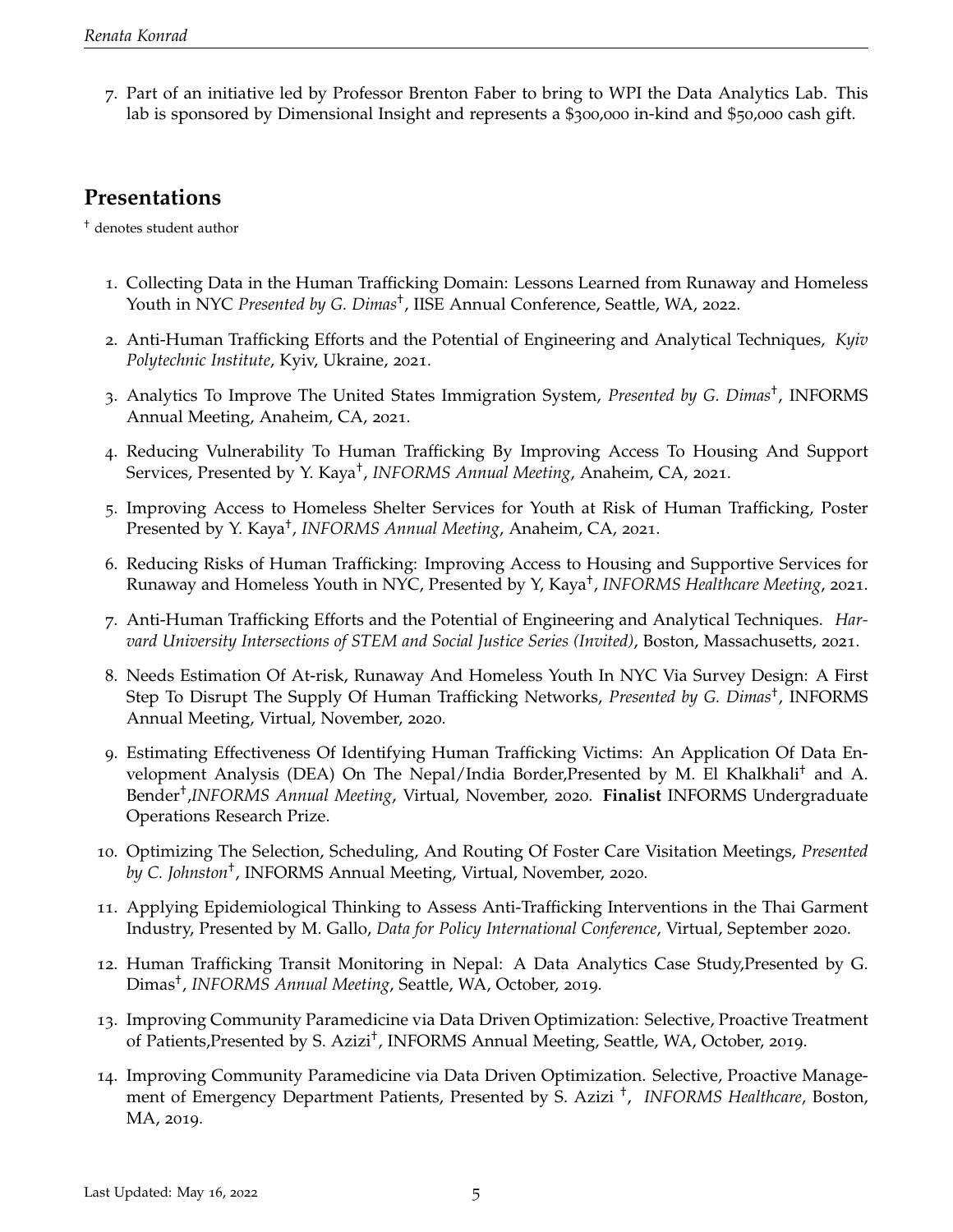7. Part of an initiative led by Professor Brenton Faber to bring to WPI the Data Analytics Lab. This lab is sponsored by Dimensional Insight and represents a $300,000 in-kind and $50,000 cash gift.

## Presentations

† denotes student author

1. Collecting Data in the Human Trafficking Domain: Lessons Learned from Runaway and Homeless Youth in NYC *Presented by G. Dimas*†, IISE Annual Conference, Seattle, WA, 2022.

2. Anti-Human Trafficking Efforts and the Potential of Engineering and Analytical Techniques, *Kyiv Polytechnic Institute*, Kyiv, Ukraine, 2021.

3. Analytics To Improve The United States Immigration System, *Presented by G. Dimas*†, INFORMS Annual Meeting, Anaheim, CA, 2021.

4. Reducing Vulnerability To Human Trafficking By Improving Access To Housing And Support Services, Presented by Y. Kaya†, *INFORMS Annual Meeting*, Anaheim, CA, 2021.

5. Improving Access to Homeless Shelter Services for Youth at Risk of Human Trafficking, Poster Presented by Y. Kaya†, *INFORMS Annual Meeting*, Anaheim, CA, 2021.

6. Reducing Risks of Human Trafficking: Improving Access to Housing and Supportive Services for Runaway and Homeless Youth in NYC, Presented by Y, Kaya†, *INFORMS Healthcare Meeting*, 2021.

7. Anti-Human Trafficking Efforts and the Potential of Engineering and Analytical Techniques. *Harvard University Intersections of STEM and Social Justice Series (Invited)*, Boston, Massachusetts, 2021.

8. Needs Estimation Of At-risk, Runaway And Homeless Youth In NYC Via Survey Design: A First Step To Disrupt The Supply Of Human Trafficking Networks, *Presented by G. Dimas*†, INFORMS Annual Meeting, Virtual, November, 2020.

9. Estimating Effectiveness Of Identifying Human Trafficking Victims: An Application Of Data Envelopment Analysis (DEA) On The Nepal/India Border,Presented by M. El Khalkhali† and A. Bender†,*INFORMS Annual Meeting*, Virtual, November, 2020. **Finalist** INFORMS Undergraduate Operations Research Prize.

10. Optimizing The Selection, Scheduling, And Routing Of Foster Care Visitation Meetings, *Presented by C. Johnston*†, INFORMS Annual Meeting, Virtual, November, 2020.

11. Applying Epidemiological Thinking to Assess Anti-Trafficking Interventions in the Thai Garment Industry, Presented by M. Gallo, *Data for Policy International Conference*, Virtual, September 2020.

12. Human Trafficking Transit Monitoring in Nepal: A Data Analytics Case Study,Presented by G. Dimas†, *INFORMS Annual Meeting*, Seattle, WA, October, 2019.

13. Improving Community Paramedicine via Data Driven Optimization: Selective, Proactive Treatment of Patients,Presented by S. Azizi†, INFORMS Annual Meeting, Seattle, WA, October, 2019.

14. Improving Community Paramedicine via Data Driven Optimization. Selective, Proactive Management of Emergency Department Patients, Presented by S. Azizi †, *INFORMS Healthcare*, Boston, MA, 2019.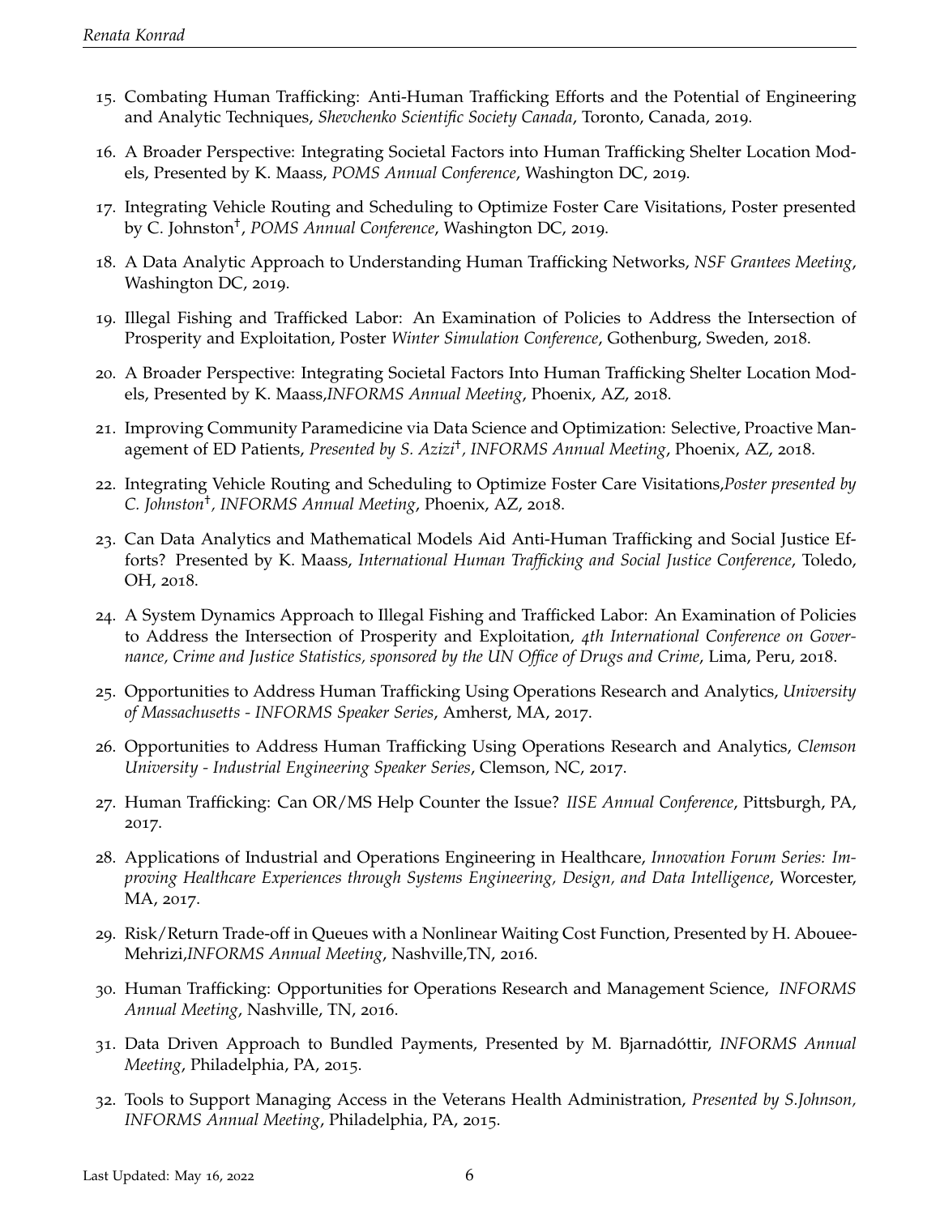15. Combating Human Trafficking: Anti-Human Trafficking Efforts and the Potential of Engineering and Analytic Techniques, *Shevchenko Scientific Society Canada*, Toronto, Canada, 2019.

16. A Broader Perspective: Integrating Societal Factors into Human Trafficking Shelter Location Models, Presented by K. Maass, *POMS Annual Conference*, Washington DC, 2019.

17. Integrating Vehicle Routing and Scheduling to Optimize Foster Care Visitations, Poster presented by C. Johnston†, *POMS Annual Conference*, Washington DC, 2019.

18. A Data Analytic Approach to Understanding Human Trafficking Networks, *NSF Grantees Meeting*, Washington DC, 2019.

19. Illegal Fishing and Trafficked Labor: An Examination of Policies to Address the Intersection of Prosperity and Exploitation, Poster *Winter Simulation Conference*, Gothenburg, Sweden, 2018.

20. A Broader Perspective: Integrating Societal Factors Into Human Trafficking Shelter Location Models, Presented by K. Maass,*INFORMS Annual Meeting*, Phoenix, AZ, 2018.

21. Improving Community Paramedicine via Data Science and Optimization: Selective, Proactive Management of ED Patients, *Presented by S. Azizi†, INFORMS Annual Meeting*, Phoenix, AZ, 2018.

22. Integrating Vehicle Routing and Scheduling to Optimize Foster Care Visitations,*Poster presented by C. Johnston†, INFORMS Annual Meeting*, Phoenix, AZ, 2018.

23. Can Data Analytics and Mathematical Models Aid Anti-Human Trafficking and Social Justice Efforts? Presented by K. Maass, *International Human Trafficking and Social Justice Conference*, Toledo, OH, 2018.

24. A System Dynamics Approach to Illegal Fishing and Trafficked Labor: An Examination of Policies to Address the Intersection of Prosperity and Exploitation, *4th International Conference on Governance, Crime and Justice Statistics, sponsored by the UN Office of Drugs and Crime*, Lima, Peru, 2018.

25. Opportunities to Address Human Trafficking Using Operations Research and Analytics, *University of Massachusetts - INFORMS Speaker Series*, Amherst, MA, 2017.

26. Opportunities to Address Human Trafficking Using Operations Research and Analytics, *Clemson University - Industrial Engineering Speaker Series*, Clemson, NC, 2017.

27. Human Trafficking: Can OR/MS Help Counter the Issue? *IISE Annual Conference*, Pittsburgh, PA, 2017.

28. Applications of Industrial and Operations Engineering in Healthcare, *Innovation Forum Series: Improving Healthcare Experiences through Systems Engineering, Design, and Data Intelligence*, Worcester, MA, 2017.

29. Risk/Return Trade-off in Queues with a Nonlinear Waiting Cost Function, Presented by H. Abouee-Mehrizi,*INFORMS Annual Meeting*, Nashville,TN, 2016.

30. Human Trafficking: Opportunities for Operations Research and Management Science, *INFORMS Annual Meeting*, Nashville, TN, 2016.

31. Data Driven Approach to Bundled Payments, Presented by M. Bjarnadóttir, *INFORMS Annual Meeting*, Philadelphia, PA, 2015.

32. Tools to Support Managing Access in the Veterans Health Administration, *Presented by S.Johnson, INFORMS Annual Meeting*, Philadelphia, PA, 2015.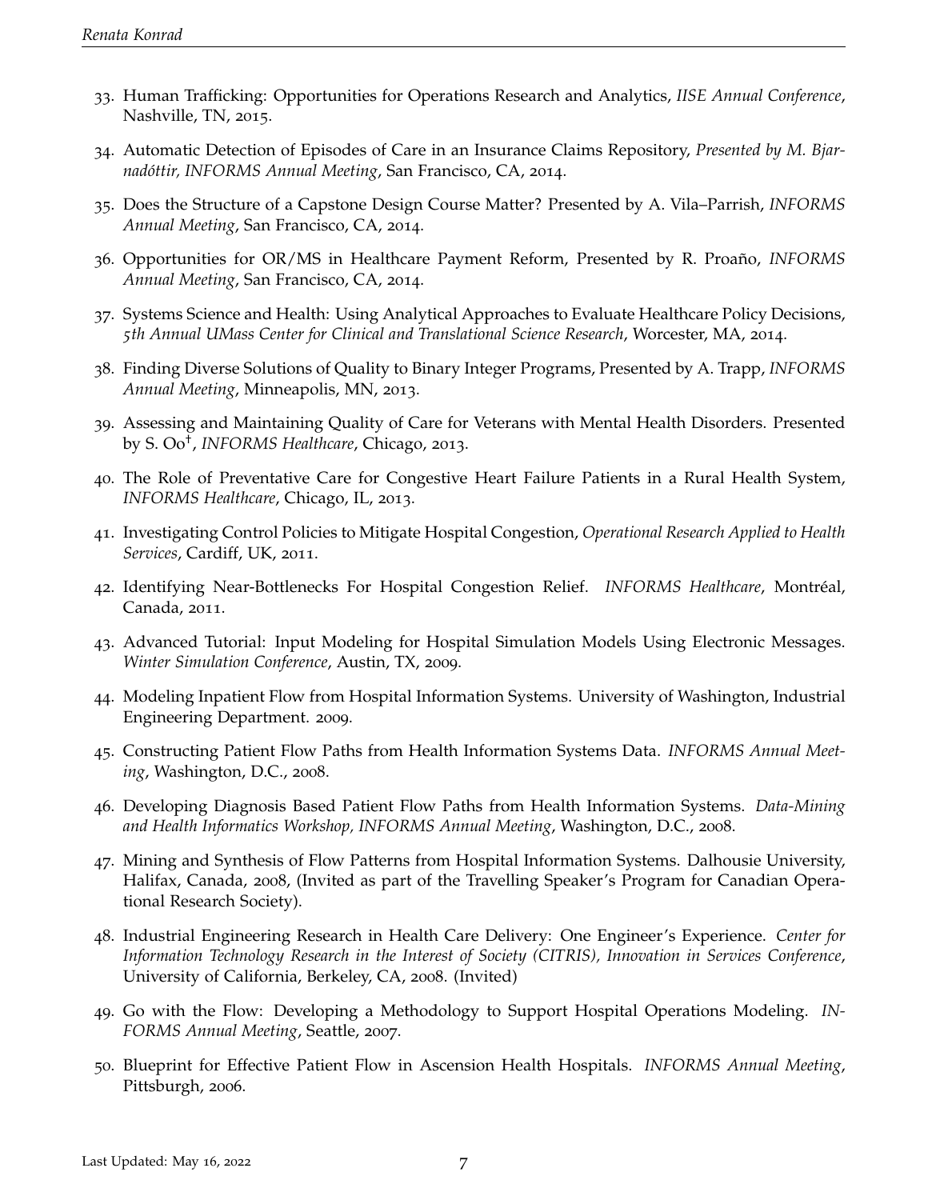33. Human Trafficking: Opportunities for Operations Research and Analytics, *IISE Annual Conference*, Nashville, TN, 2015.

34. Automatic Detection of Episodes of Care in an Insurance Claims Repository, *Presented by M. Bjarnadóttir, INFORMS Annual Meeting*, San Francisco, CA, 2014.

35. Does the Structure of a Capstone Design Course Matter? Presented by A. Vila–Parrish, *INFORMS Annual Meeting*, San Francisco, CA, 2014.

36. Opportunities for OR/MS in Healthcare Payment Reform, Presented by R. Proaño, *INFORMS Annual Meeting*, San Francisco, CA, 2014.

37. Systems Science and Health: Using Analytical Approaches to Evaluate Healthcare Policy Decisions, *5th Annual UMass Center for Clinical and Translational Science Research*, Worcester, MA, 2014.

38. Finding Diverse Solutions of Quality to Binary Integer Programs, Presented by A. Trapp, *INFORMS Annual Meeting*, Minneapolis, MN, 2013.

39. Assessing and Maintaining Quality of Care for Veterans with Mental Health Disorders. Presented by S. Oo†, *INFORMS Healthcare*, Chicago, 2013.

40. The Role of Preventative Care for Congestive Heart Failure Patients in a Rural Health System, *INFORMS Healthcare*, Chicago, IL, 2013.

41. Investigating Control Policies to Mitigate Hospital Congestion, *Operational Research Applied to Health Services*, Cardiff, UK, 2011.

42. Identifying Near-Bottlenecks For Hospital Congestion Relief. *INFORMS Healthcare*, Montréal, Canada, 2011.

43. Advanced Tutorial: Input Modeling for Hospital Simulation Models Using Electronic Messages. *Winter Simulation Conference*, Austin, TX, 2009.

44. Modeling Inpatient Flow from Hospital Information Systems. University of Washington, Industrial Engineering Department. 2009.

45. Constructing Patient Flow Paths from Health Information Systems Data. *INFORMS Annual Meeting*, Washington, D.C., 2008.

46. Developing Diagnosis Based Patient Flow Paths from Health Information Systems. *Data-Mining and Health Informatics Workshop, INFORMS Annual Meeting*, Washington, D.C., 2008.

47. Mining and Synthesis of Flow Patterns from Hospital Information Systems. Dalhousie University, Halifax, Canada, 2008, (Invited as part of the Travelling Speaker's Program for Canadian Operational Research Society).

48. Industrial Engineering Research in Health Care Delivery: One Engineer's Experience. *Center for Information Technology Research in the Interest of Society (CITRIS), Innovation in Services Conference*, University of California, Berkeley, CA, 2008. (Invited)

49. Go with the Flow: Developing a Methodology to Support Hospital Operations Modeling. *INFORMS Annual Meeting*, Seattle, 2007.

50. Blueprint for Effective Patient Flow in Ascension Health Hospitals. *INFORMS Annual Meeting*, Pittsburgh, 2006.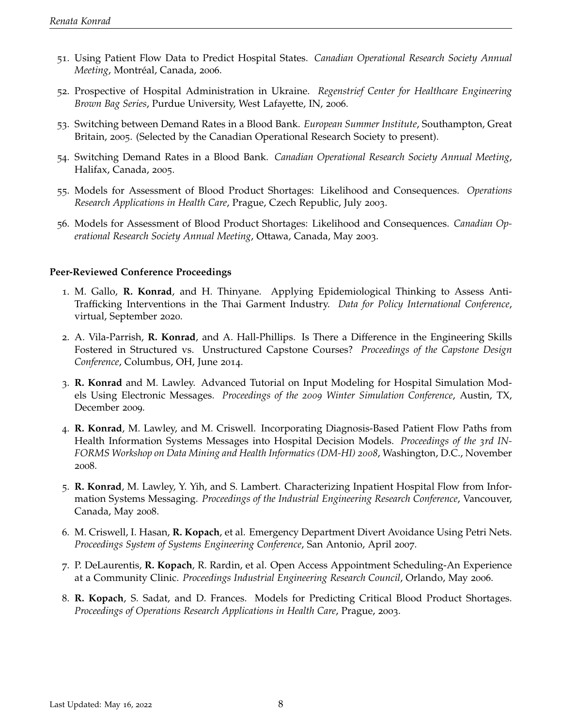51. Using Patient Flow Data to Predict Hospital States. *Canadian Operational Research Society Annual Meeting*, Montréal, Canada, 2006.

52. Prospective of Hospital Administration in Ukraine. *Regenstrief Center for Healthcare Engineering Brown Bag Series*, Purdue University, West Lafayette, IN, 2006.

53. Switching between Demand Rates in a Blood Bank. *European Summer Institute*, Southampton, Great Britain, 2005. (Selected by the Canadian Operational Research Society to present).

54. Switching Demand Rates in a Blood Bank. *Canadian Operational Research Society Annual Meeting*, Halifax, Canada, 2005.

55. Models for Assessment of Blood Product Shortages: Likelihood and Consequences. *Operations Research Applications in Health Care*, Prague, Czech Republic, July 2003.

56. Models for Assessment of Blood Product Shortages: Likelihood and Consequences. *Canadian Operational Research Society Annual Meeting*, Ottawa, Canada, May 2003.

**Peer-Reviewed Conference Proceedings**

1. M. Gallo, **R. Konrad**, and H. Thinyane. Applying Epidemiological Thinking to Assess Anti-Trafficking Interventions in the Thai Garment Industry. *Data for Policy International Conference*, virtual, September 2020.

2. A. Vila-Parrish, **R. Konrad**, and A. Hall-Phillips. Is There a Difference in the Engineering Skills Fostered in Structured vs. Unstructured Capstone Courses? *Proceedings of the Capstone Design Conference*, Columbus, OH, June 2014.

3. **R. Konrad** and M. Lawley. Advanced Tutorial on Input Modeling for Hospital Simulation Models Using Electronic Messages. *Proceedings of the 2009 Winter Simulation Conference*, Austin, TX, December 2009.

4. **R. Konrad**, M. Lawley, and M. Criswell. Incorporating Diagnosis-Based Patient Flow Paths from Health Information Systems Messages into Hospital Decision Models. *Proceedings of the 3rd INFORMS Workshop on Data Mining and Health Informatics (DM-HI) 2008*, Washington, D.C., November 2008.

5. **R. Konrad**, M. Lawley, Y. Yih, and S. Lambert. Characterizing Inpatient Hospital Flow from Information Systems Messaging. *Proceedings of the Industrial Engineering Research Conference*, Vancouver, Canada, May 2008.

6. M. Criswell, I. Hasan, **R. Kopach**, et al. Emergency Department Divert Avoidance Using Petri Nets. *Proceedings System of Systems Engineering Conference*, San Antonio, April 2007.

7. P. DeLaurentis, **R. Kopach**, R. Rardin, et al. Open Access Appointment Scheduling-An Experience at a Community Clinic. *Proceedings Industrial Engineering Research Council*, Orlando, May 2006.

8. **R. Kopach**, S. Sadat, and D. Frances. Models for Predicting Critical Blood Product Shortages. *Proceedings of Operations Research Applications in Health Care*, Prague, 2003.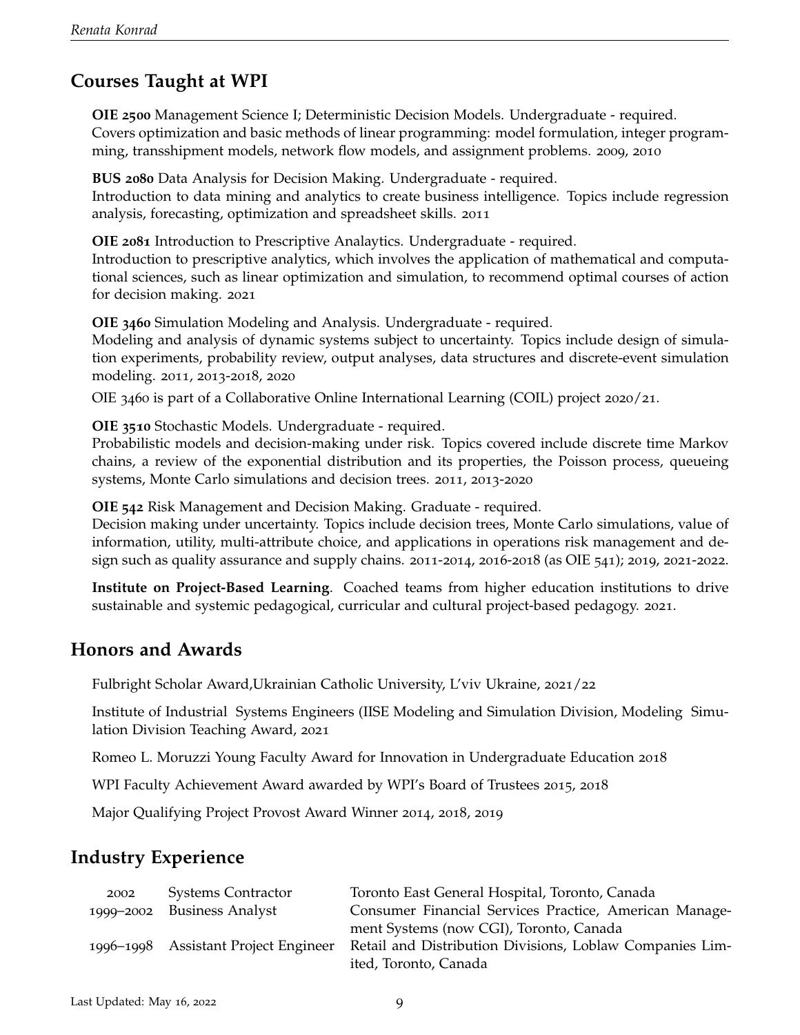## Courses Taught at WPI

**OIE 2500** Management Science I; Deterministic Decision Models. Undergraduate - required.
Covers optimization and basic methods of linear programming: model formulation, integer programming, transshipment models, network flow models, and assignment problems. 2009, 2010

**BUS 2080** Data Analysis for Decision Making. Undergraduate - required.
Introduction to data mining and analytics to create business intelligence. Topics include regression analysis, forecasting, optimization and spreadsheet skills. 2011

**OIE 2081** Introduction to Prescriptive Analaytics. Undergraduate - required.
Introduction to prescriptive analytics, which involves the application of mathematical and computational sciences, such as linear optimization and simulation, to recommend optimal courses of action for decision making. 2021

**OIE 3460** Simulation Modeling and Analysis. Undergraduate - required.
Modeling and analysis of dynamic systems subject to uncertainty. Topics include design of simulation experiments, probability review, output analyses, data structures and discrete-event simulation modeling. 2011, 2013-2018, 2020

OIE 3460 is part of a Collaborative Online International Learning (COIL) project 2020/21.

**OIE 3510** Stochastic Models. Undergraduate - required.
Probabilistic models and decision-making under risk. Topics covered include discrete time Markov chains, a review of the exponential distribution and its properties, the Poisson process, queueing systems, Monte Carlo simulations and decision trees. 2011, 2013-2020

**OIE 542** Risk Management and Decision Making. Graduate - required.
Decision making under uncertainty. Topics include decision trees, Monte Carlo simulations, value of information, utility, multi-attribute choice, and applications in operations risk management and design such as quality assurance and supply chains. 2011-2014, 2016-2018 (as OIE 541); 2019, 2021-2022.

**Institute on Project-Based Learning**. Coached teams from higher education institutions to drive sustainable and systemic pedagogical, curricular and cultural project-based pedagogy. 2021.

## Honors and Awards

Fulbright Scholar Award,Ukrainian Catholic University, L'viv Ukraine, 2021/22

Institute of Industrial Systems Engineers (IISE Modeling and Simulation Division, Modeling Simulation Division Teaching Award, 2021

Romeo L. Moruzzi Young Faculty Award for Innovation in Undergraduate Education 2018

WPI Faculty Achievement Award awarded by WPI's Board of Trustees 2015, 2018

Major Qualifying Project Provost Award Winner 2014, 2018, 2019

## Industry Experience

| | | |
|---|---|---|
| 2002 | Systems Contractor | Toronto East General Hospital, Toronto, Canada |
| 1999–2002 | Business Analyst | Consumer Financial Services Practice, American Management Systems (now CGI), Toronto, Canada |
| 1996–1998 | Assistant Project Engineer | Retail and Distribution Divisions, Loblaw Companies Limited, Toronto, Canada |

Last Updated: May 16, 2022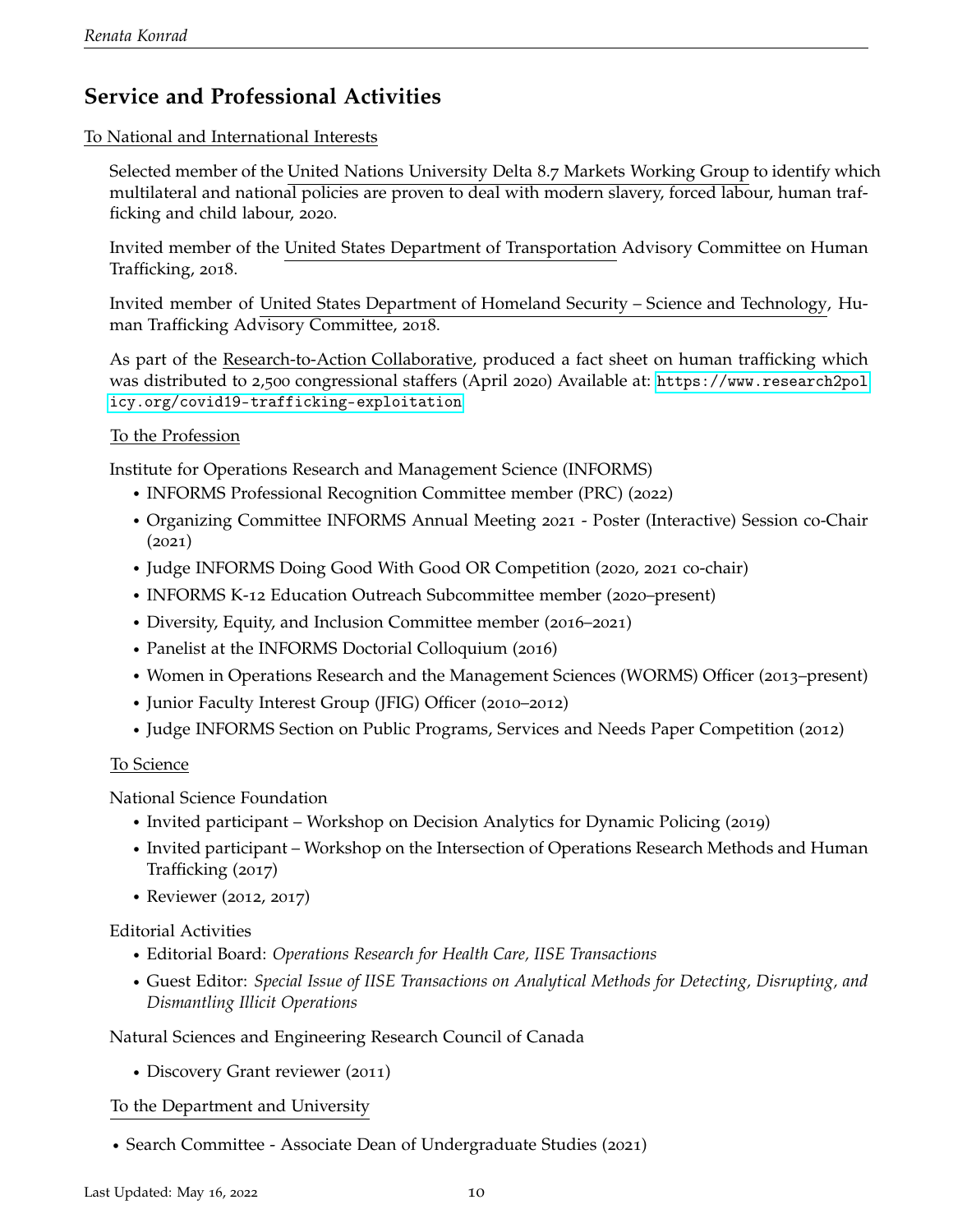## Service and Professional Activities

To National and International Interests

Selected member of the United Nations University Delta 8.7 Markets Working Group to identify which multilateral and national policies are proven to deal with modern slavery, forced labour, human trafficking and child labour, 2020.

Invited member of the United States Department of Transportation Advisory Committee on Human Trafficking, 2018.

Invited member of United States Department of Homeland Security – Science and Technology, Human Trafficking Advisory Committee, 2018.

As part of the Research-to-Action Collaborative, produced a fact sheet on human trafficking which was distributed to 2,500 congressional staffers (April 2020) Available at: https://www.research2policy.org/covid19-trafficking-exploitation

To the Profession

Institute for Operations Research and Management Science (INFORMS)

- INFORMS Professional Recognition Committee member (PRC) (2022)
- Organizing Committee INFORMS Annual Meeting 2021 - Poster (Interactive) Session co-Chair (2021)
- Judge INFORMS Doing Good With Good OR Competition (2020, 2021 co-chair)
- INFORMS K-12 Education Outreach Subcommittee member (2020–present)
- Diversity, Equity, and Inclusion Committee member (2016–2021)
- Panelist at the INFORMS Doctorial Colloquium (2016)
- Women in Operations Research and the Management Sciences (WORMS) Officer (2013–present)
- Junior Faculty Interest Group (JFIG) Officer (2010–2012)
- Judge INFORMS Section on Public Programs, Services and Needs Paper Competition (2012)

To Science

National Science Foundation

- Invited participant – Workshop on Decision Analytics for Dynamic Policing (2019)
- Invited participant – Workshop on the Intersection of Operations Research Methods and Human Trafficking (2017)
- Reviewer (2012, 2017)

Editorial Activities

- Editorial Board: *Operations Research for Health Care, IISE Transactions*
- Guest Editor: *Special Issue of IISE Transactions on Analytical Methods for Detecting, Disrupting, and Dismantling Illicit Operations*

Natural Sciences and Engineering Research Council of Canada

- Discovery Grant reviewer (2011)

To the Department and University

- Search Committee - Associate Dean of Undergraduate Studies (2021)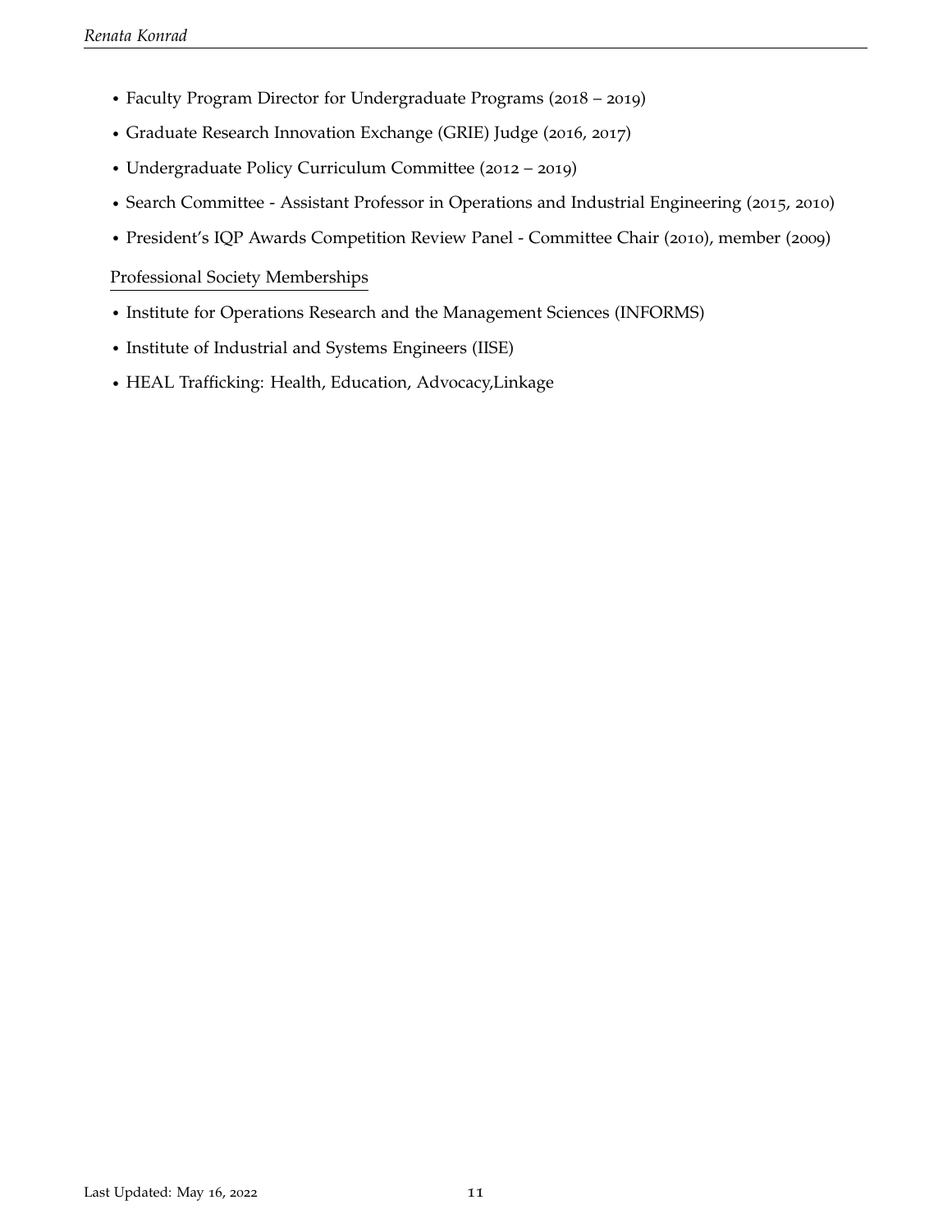- Faculty Program Director for Undergraduate Programs (2018 – 2019)
- Graduate Research Innovation Exchange (GRIE) Judge (2016, 2017)
- Undergraduate Policy Curriculum Committee (2012 – 2019)
- Search Committee - Assistant Professor in Operations and Industrial Engineering (2015, 2010)
- President's IQP Awards Competition Review Panel - Committee Chair (2010), member (2009)

### Professional Society Memberships

- Institute for Operations Research and the Management Sciences (INFORMS)
- Institute of Industrial and Systems Engineers (IISE)
- HEAL Trafficking: Health, Education, Advocacy,Linkage